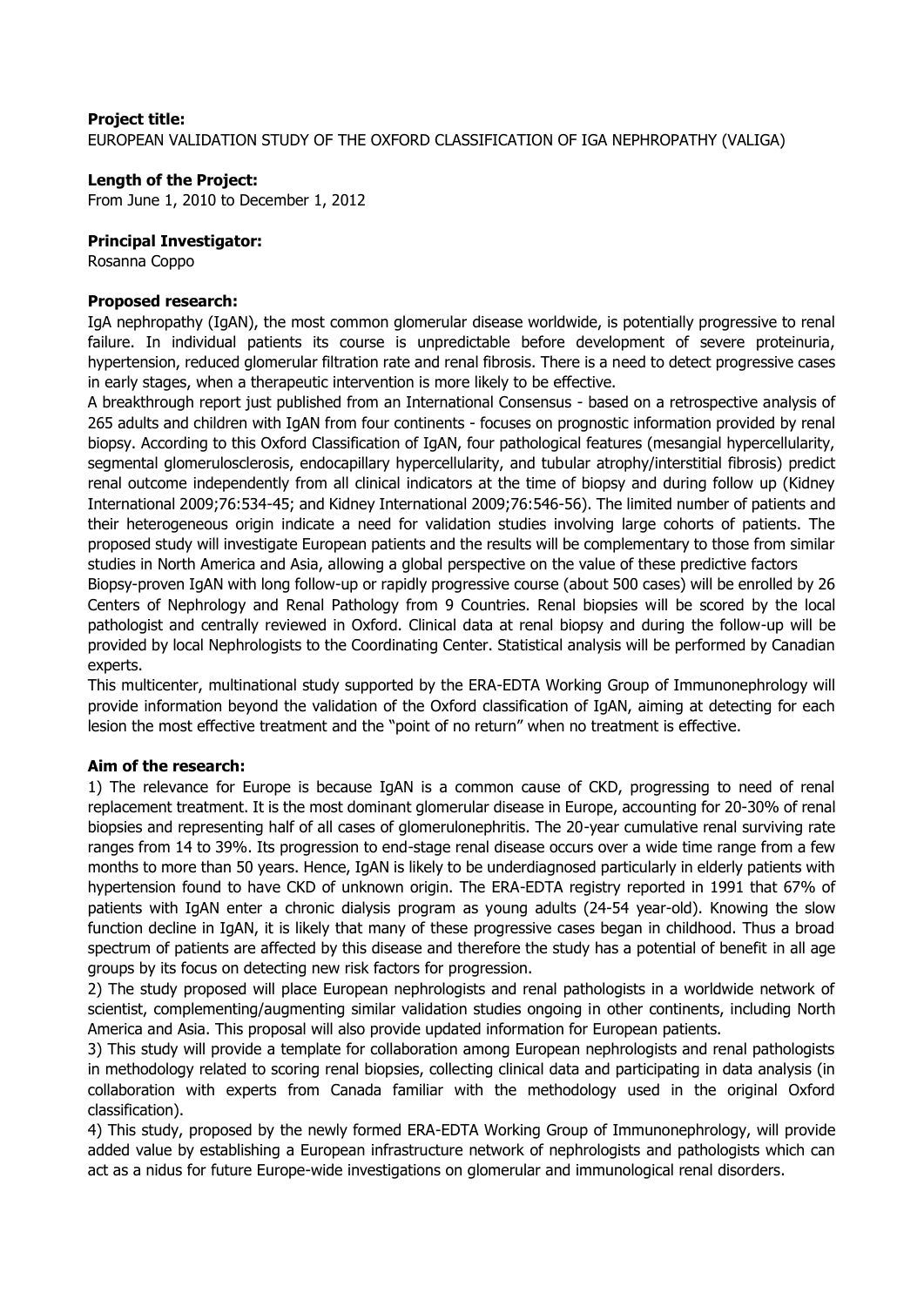**Project title:**
EUROPEAN VALIDATION STUDY OF THE OXFORD CLASSIFICATION OF IGA NEPHROPATHY (VALIGA)

**Length of the Project:**
From June 1, 2010 to December 1, 2012

**Principal Investigator:**
Rosanna Coppo

**Proposed research:**
IgA nephropathy (IgAN), the most common glomerular disease worldwide, is potentially progressive to renal failure. In individual patients its course is unpredictable before development of severe proteinuria, hypertension, reduced glomerular filtration rate and renal fibrosis. There is a need to detect progressive cases in early stages, when a therapeutic intervention is more likely to be effective.
A breakthrough report just published from an International Consensus - based on a retrospective analysis of 265 adults and children with IgAN from four continents - focuses on prognostic information provided by renal biopsy. According to this Oxford Classification of IgAN, four pathological features (mesangial hypercellularity, segmental glomerulosclerosis, endocapillary hypercellularity, and tubular atrophy/interstitial fibrosis) predict renal outcome independently from all clinical indicators at the time of biopsy and during follow up (Kidney International 2009;76:534-45; and Kidney International 2009;76:546-56). The limited number of patients and their heterogeneous origin indicate a need for validation studies involving large cohorts of patients. The proposed study will investigate European patients and the results will be complementary to those from similar studies in North America and Asia, allowing a global perspective on the value of these predictive factors
Biopsy-proven IgAN with long follow-up or rapidly progressive course (about 500 cases) will be enrolled by 26 Centers of Nephrology and Renal Pathology from 9 Countries. Renal biopsies will be scored by the local pathologist and centrally reviewed in Oxford. Clinical data at renal biopsy and during the follow-up will be provided by local Nephrologists to the Coordinating Center. Statistical analysis will be performed by Canadian experts.
This multicenter, multinational study supported by the ERA-EDTA Working Group of Immunonephrology will provide information beyond the validation of the Oxford classification of IgAN, aiming at detecting for each lesion the most effective treatment and the "point of no return" when no treatment is effective.

**Aim of the research:**
1) The relevance for Europe is because IgAN is a common cause of CKD, progressing to need of renal replacement treatment. It is the most dominant glomerular disease in Europe, accounting for 20-30% of renal biopsies and representing half of all cases of glomerulonephritis. The 20-year cumulative renal surviving rate ranges from 14 to 39%. Its progression to end-stage renal disease occurs over a wide time range from a few months to more than 50 years. Hence, IgAN is likely to be underdiagnosed particularly in elderly patients with hypertension found to have CKD of unknown origin. The ERA-EDTA registry reported in 1991 that 67% of patients with IgAN enter a chronic dialysis program as young adults (24-54 year-old). Knowing the slow function decline in IgAN, it is likely that many of these progressive cases began in childhood. Thus a broad spectrum of patients are affected by this disease and therefore the study has a potential of benefit in all age groups by its focus on detecting new risk factors for progression.
2) The study proposed will place European nephrologists and renal pathologists in a worldwide network of scientist, complementing/augmenting similar validation studies ongoing in other continents, including North America and Asia. This proposal will also provide updated information for European patients.
3) This study will provide a template for collaboration among European nephrologists and renal pathologists in methodology related to scoring renal biopsies, collecting clinical data and participating in data analysis (in collaboration with experts from Canada familiar with the methodology used in the original Oxford classification).
4) This study, proposed by the newly formed ERA-EDTA Working Group of Immunonephrology, will provide added value by establishing a European infrastructure network of nephrologists and pathologists which can act as a nidus for future Europe-wide investigations on glomerular and immunological renal disorders.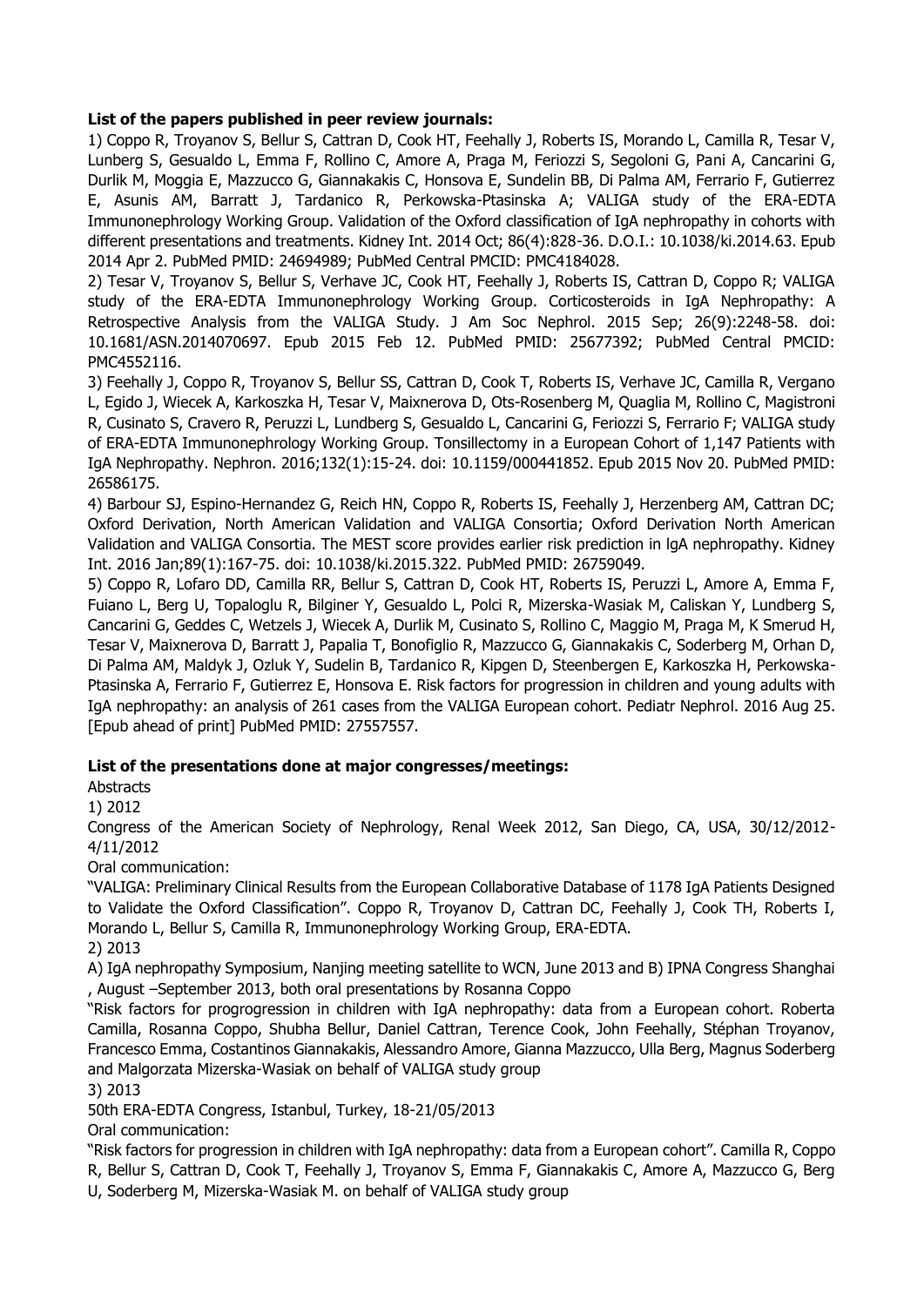**List of the papers published in peer review journals:**

1) Coppo R, Troyanov S, Bellur S, Cattran D, Cook HT, Feehally J, Roberts IS, Morando L, Camilla R, Tesar V, Lunberg S, Gesualdo L, Emma F, Rollino C, Amore A, Praga M, Feriozzi S, Segoloni G, Pani A, Cancarini G, Durlik M, Moggia E, Mazzucco G, Giannakakis C, Honsova E, Sundelin BB, Di Palma AM, Ferrario F, Gutierrez E, Asunis AM, Barratt J, Tardanico R, Perkowska-Ptasinska A; VALIGA study of the ERA-EDTA Immunonephrology Working Group. Validation of the Oxford classification of IgA nephropathy in cohorts with different presentations and treatments. Kidney Int. 2014 Oct; 86(4):828-36. D.O.I.: 10.1038/ki.2014.63. Epub 2014 Apr 2. PubMed PMID: 24694989; PubMed Central PMCID: PMC4184028.

2) Tesar V, Troyanov S, Bellur S, Verhave JC, Cook HT, Feehally J, Roberts IS, Cattran D, Coppo R; VALIGA study of the ERA-EDTA Immunonephrology Working Group. Corticosteroids in IgA Nephropathy: A Retrospective Analysis from the VALIGA Study. J Am Soc Nephrol. 2015 Sep; 26(9):2248-58. doi: 10.1681/ASN.2014070697. Epub 2015 Feb 12. PubMed PMID: 25677392; PubMed Central PMCID: PMC4552116.

3) Feehally J, Coppo R, Troyanov S, Bellur SS, Cattran D, Cook T, Roberts IS, Verhave JC, Camilla R, Vergano L, Egido J, Wiecek A, Karkoszka H, Tesar V, Maixnerova D, Ots-Rosenberg M, Quaglia M, Rollino C, Magistroni R, Cusinato S, Cravero R, Peruzzi L, Lundberg S, Gesualdo L, Cancarini G, Feriozzi S, Ferrario F; VALIGA study of ERA-EDTA Immunonephrology Working Group. Tonsillectomy in a European Cohort of 1,147 Patients with IgA Nephropathy. Nephron. 2016;132(1):15-24. doi: 10.1159/000441852. Epub 2015 Nov 20. PubMed PMID: 26586175.

4) Barbour SJ, Espino-Hernandez G, Reich HN, Coppo R, Roberts IS, Feehally J, Herzenberg AM, Cattran DC; Oxford Derivation, North American Validation and VALIGA Consortia; Oxford Derivation North American Validation and VALIGA Consortia. The MEST score provides earlier risk prediction in lgA nephropathy. Kidney Int. 2016 Jan;89(1):167-75. doi: 10.1038/ki.2015.322. PubMed PMID: 26759049.

5) Coppo R, Lofaro DD, Camilla RR, Bellur S, Cattran D, Cook HT, Roberts IS, Peruzzi L, Amore A, Emma F, Fuiano L, Berg U, Topaloglu R, Bilginer Y, Gesualdo L, Polci R, Mizerska-Wasiak M, Caliskan Y, Lundberg S, Cancarini G, Geddes C, Wetzels J, Wiecek A, Durlik M, Cusinato S, Rollino C, Maggio M, Praga M, K Smerud H, Tesar V, Maixnerova D, Barratt J, Papalia T, Bonofiglio R, Mazzucco G, Giannakakis C, Soderberg M, Orhan D, Di Palma AM, Maldyk J, Ozluk Y, Sudelin B, Tardanico R, Kipgen D, Steenbergen E, Karkoszka H, Perkowska-Ptasinska A, Ferrario F, Gutierrez E, Honsova E. Risk factors for progression in children and young adults with IgA nephropathy: an analysis of 261 cases from the VALIGA European cohort. Pediatr Nephrol. 2016 Aug 25. [Epub ahead of print] PubMed PMID: 27557557.

**List of the presentations done at major congresses/meetings:**

Abstracts

1) 2012

Congress of the American Society of Nephrology, Renal Week 2012, San Diego, CA, USA, 30/12/2012-4/11/2012

Oral communication:

"VALIGA: Preliminary Clinical Results from the European Collaborative Database of 1178 IgA Patients Designed to Validate the Oxford Classification". Coppo R, Troyanov D, Cattran DC, Feehally J, Cook TH, Roberts I, Morando L, Bellur S, Camilla R, Immunonephrology Working Group, ERA-EDTA.

2) 2013

A) IgA nephropathy Symposium, Nanjing meeting satellite to WCN, June 2013 and B) IPNA Congress Shanghai , August –September 2013, both oral presentations by Rosanna Coppo

"Risk factors for progrogression in children with IgA nephropathy: data from a European cohort. Roberta Camilla, Rosanna Coppo, Shubha Bellur, Daniel Cattran, Terence Cook, John Feehally, Stéphan Troyanov, Francesco Emma, Costantinos Giannakakis, Alessandro Amore, Gianna Mazzucco, Ulla Berg, Magnus Soderberg and Malgorzata Mizerska-Wasiak on behalf of VALIGA study group

3) 2013

50th ERA-EDTA Congress, Istanbul, Turkey, 18-21/05/2013

Oral communication:

"Risk factors for progression in children with IgA nephropathy: data from a European cohort". Camilla R, Coppo R, Bellur S, Cattran D, Cook T, Feehally J, Troyanov S, Emma F, Giannakakis C, Amore A, Mazzucco G, Berg U, Soderberg M, Mizerska-Wasiak M. on behalf of VALIGA study group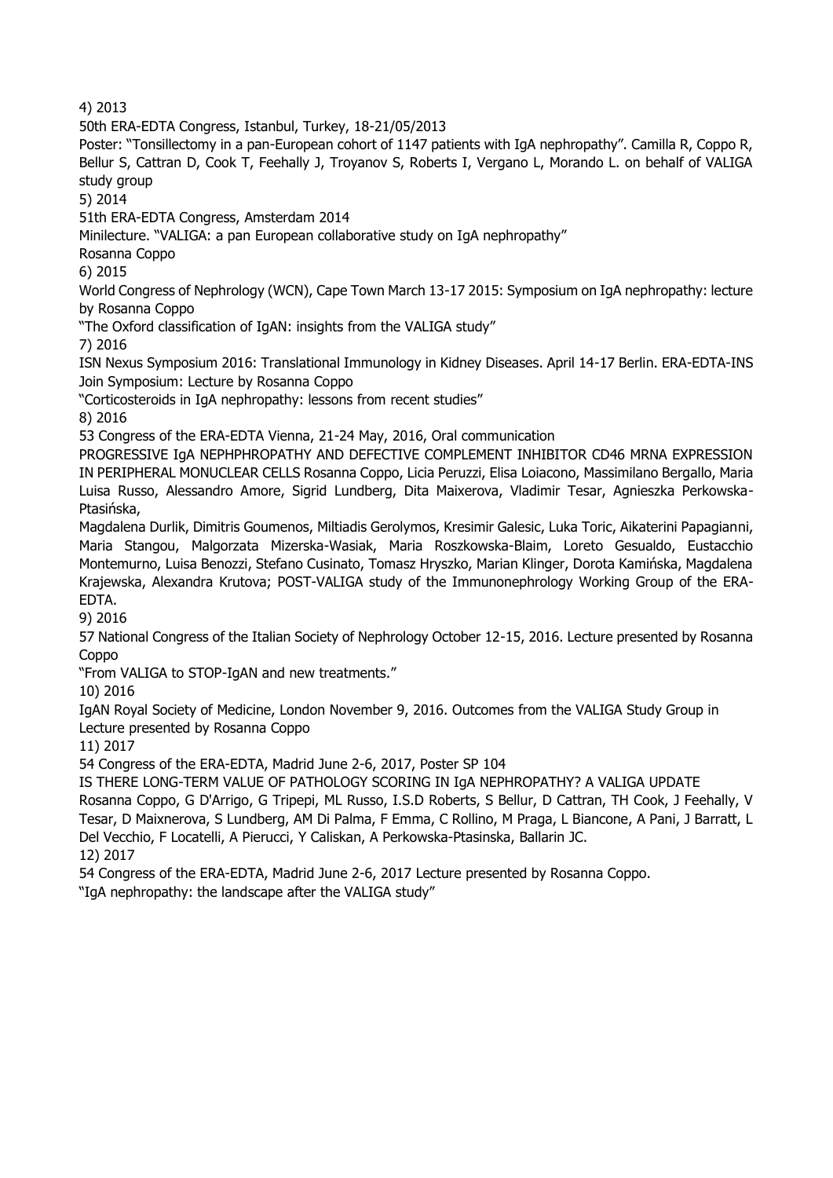4) 2013

50th ERA-EDTA Congress, Istanbul, Turkey, 18-21/05/2013

Poster: "Tonsillectomy in a pan-European cohort of 1147 patients with IgA nephropathy". Camilla R, Coppo R, Bellur S, Cattran D, Cook T, Feehally J, Troyanov S, Roberts I, Vergano L, Morando L. on behalf of VALIGA study group

5) 2014

51th ERA-EDTA Congress, Amsterdam 2014

Minilecture. "VALIGA: a pan European collaborative study on IgA nephropathy"

Rosanna Coppo

6) 2015

World Congress of Nephrology (WCN), Cape Town March 13-17 2015: Symposium on IgA nephropathy: lecture by Rosanna Coppo

"The Oxford classification of IgAN: insights from the VALIGA study"

7) 2016

ISN Nexus Symposium 2016: Translational Immunology in Kidney Diseases. April 14-17 Berlin. ERA-EDTA-INS Join Symposium: Lecture by Rosanna Coppo

"Corticosteroids in IgA nephropathy: lessons from recent studies"

8) 2016

53 Congress of the ERA-EDTA Vienna, 21-24 May, 2016, Oral communication

PROGRESSIVE IgA NEPHPHROPATHY AND DEFECTIVE COMPLEMENT INHIBITOR CD46 MRNA EXPRESSION IN PERIPHERAL MONUCLEAR CELLS Rosanna Coppo, Licia Peruzzi, Elisa Loiacono, Massimilano Bergallo, Maria Luisa Russo, Alessandro Amore, Sigrid Lundberg, Dita Maixerova, Vladimir Tesar, Agnieszka Perkowska-Ptasińska,

Magdalena Durlik, Dimitris Goumenos, Miltiadis Gerolymos, Kresimir Galesic, Luka Toric, Aikaterini Papagianni, Maria Stangou, Malgorzata Mizerska-Wasiak, Maria Roszkowska-Blaim, Loreto Gesualdo, Eustacchio Montemurno, Luisa Benozzi, Stefano Cusinato, Tomasz Hryszko, Marian Klinger, Dorota Kamińska, Magdalena Krajewska, Alexandra Krutova; POST-VALIGA study of the Immunonephrology Working Group of the ERA-EDTA.

9) 2016

57 National Congress of the Italian Society of Nephrology October 12-15, 2016. Lecture presented by Rosanna Coppo

"From VALIGA to STOP-IgAN and new treatments."

10) 2016

IgAN Royal Society of Medicine, London November 9, 2016. Outcomes from the VALIGA Study Group in Lecture presented by Rosanna Coppo

11) 2017

54 Congress of the ERA-EDTA, Madrid June 2-6, 2017, Poster SP 104

IS THERE LONG-TERM VALUE OF PATHOLOGY SCORING IN IgA NEPHROPATHY? A VALIGA UPDATE

Rosanna Coppo, G D'Arrigo, G Tripepi, ML Russo, I.S.D Roberts, S Bellur, D Cattran, TH Cook, J Feehally, V Tesar, D Maixnerova, S Lundberg, AM Di Palma, F Emma, C Rollino, M Praga, L Biancone, A Pani, J Barratt, L Del Vecchio, F Locatelli, A Pierucci, Y Caliskan, A Perkowska-Ptasinska, Ballarin JC.

12) 2017

54 Congress of the ERA-EDTA, Madrid June 2-6, 2017 Lecture presented by Rosanna Coppo.

"IgA nephropathy: the landscape after the VALIGA study"